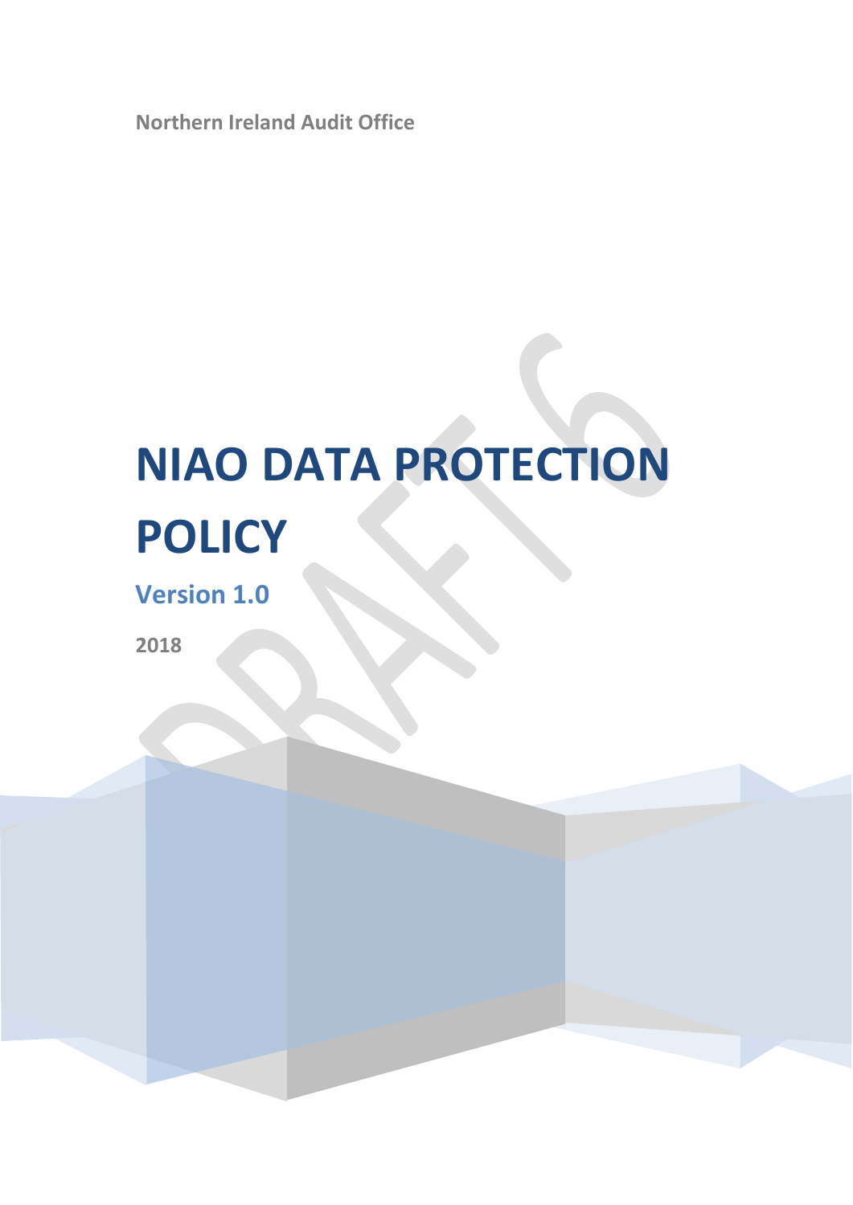Northern Ireland Audit Office

# NIAO DATA PROTECTION POLICY

## Version 1.0

**2018**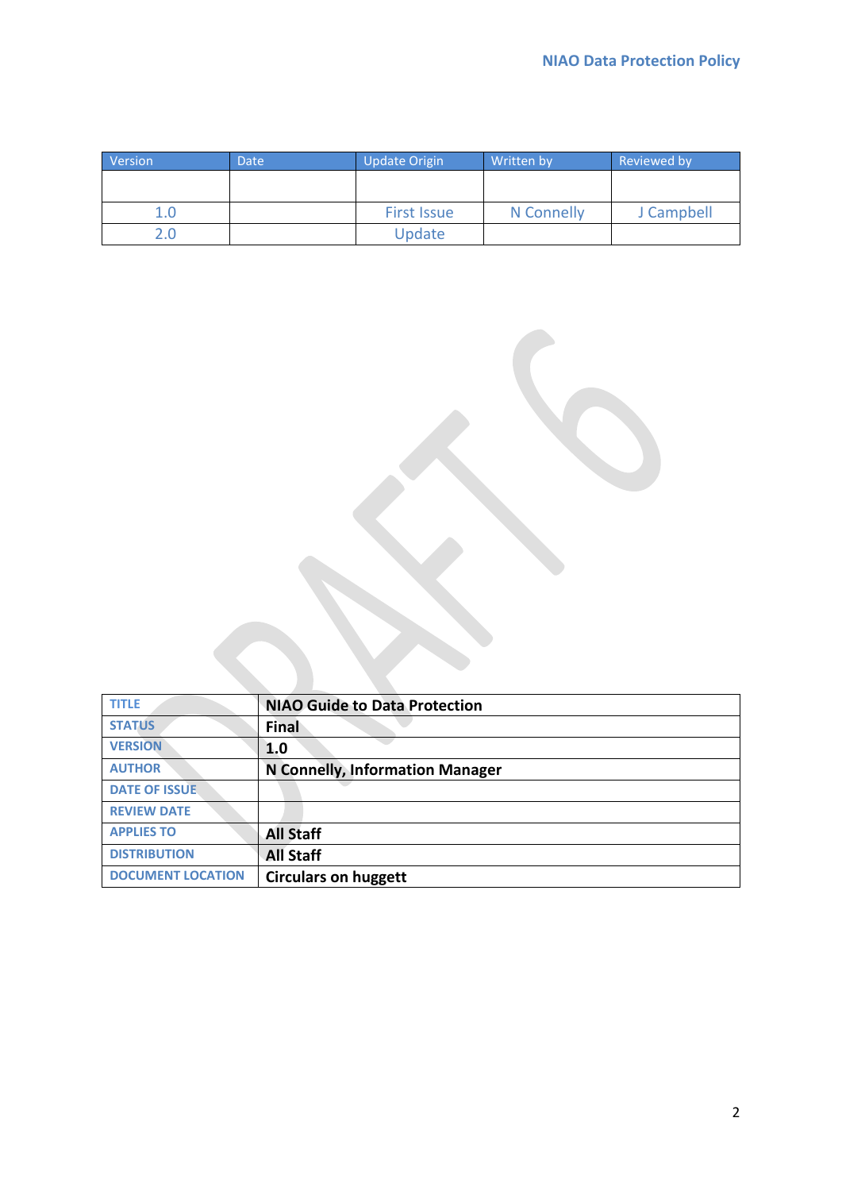| Version | Date | Update Origin | Written by | Reviewed by |
|---|---|---|---|---|
| | | | | |
| 1.0 | | First Issue | N Connelly | J Campbell |
| 2.0 | | Update | | |

DRAFT 6

| | |
|---|---|
| TITLE | **NIAO Guide to Data Protection** |
| STATUS | **Final** |
| VERSION | **1.0** |
| AUTHOR | **N Connelly, Information Manager** |
| DATE OF ISSUE | |
| REVIEW DATE | |
| APPLIES TO | **All Staff** |
| DISTRIBUTION | **All Staff** |
| DOCUMENT LOCATION | **Circulars on huggett** |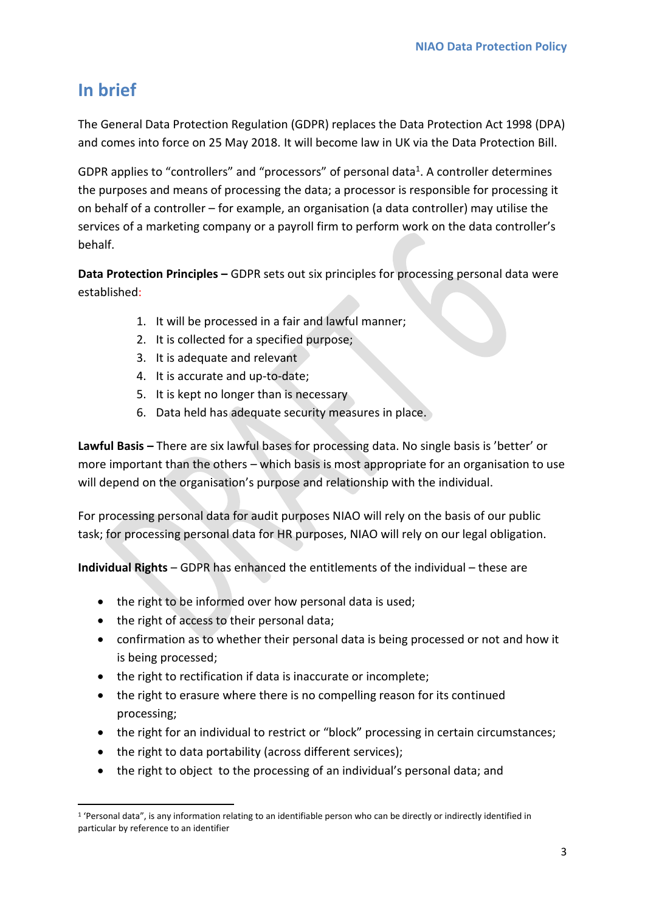# In brief

The General Data Protection Regulation (GDPR) replaces the Data Protection Act 1998 (DPA) and comes into force on 25 May 2018. It will become law in UK via the Data Protection Bill.

GDPR applies to "controllers" and "processors" of personal data[1]. A controller determines the purposes and means of processing the data; a processor is responsible for processing it on behalf of a controller – for example, an organisation (a data controller) may utilise the services of a marketing company or a payroll firm to perform work on the data controller's behalf.

**Data Protection Principles –** GDPR sets out six principles for processing personal data were established:

1. It will be processed in a fair and lawful manner;
2. It is collected for a specified purpose;
3. It is adequate and relevant
4. It is accurate and up-to-date;
5. It is kept no longer than is necessary
6. Data held has adequate security measures in place.

**Lawful Basis –** There are six lawful bases for processing data. No single basis is 'better' or more important than the others – which basis is most appropriate for an organisation to use will depend on the organisation's purpose and relationship with the individual.

For processing personal data for audit purposes NIAO will rely on the basis of our public task; for processing personal data for HR purposes, NIAO will rely on our legal obligation.

**Individual Rights** – GDPR has enhanced the entitlements of the individual – these are

- the right to be informed over how personal data is used;
- the right of access to their personal data;
- confirmation as to whether their personal data is being processed or not and how it is being processed;
- the right to rectification if data is inaccurate or incomplete;
- the right to erasure where there is no compelling reason for its continued processing;
- the right for an individual to restrict or "block" processing in certain circumstances;
- the right to data portability (across different services);
- the right to object to the processing of an individual's personal data; and

[1] 'Personal data", is any information relating to an identifiable person who can be directly or indirectly identified in particular by reference to an identifier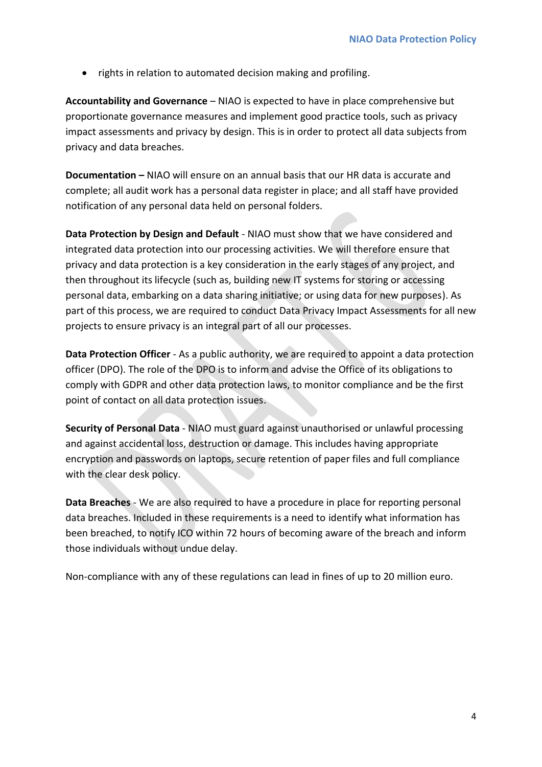- rights in relation to automated decision making and profiling.

**Accountability and Governance** – NIAO is expected to have in place comprehensive but proportionate governance measures and implement good practice tools, such as privacy impact assessments and privacy by design. This is in order to protect all data subjects from privacy and data breaches.

**Documentation –** NIAO will ensure on an annual basis that our HR data is accurate and complete; all audit work has a personal data register in place; and all staff have provided notification of any personal data held on personal folders.

**Data Protection by Design and Default** - NIAO must show that we have considered and integrated data protection into our processing activities. We will therefore ensure that privacy and data protection is a key consideration in the early stages of any project, and then throughout its lifecycle (such as, building new IT systems for storing or accessing personal data, embarking on a data sharing initiative; or using data for new purposes). As part of this process, we are required to conduct Data Privacy Impact Assessments for all new projects to ensure privacy is an integral part of all our processes.

**Data Protection Officer** - As a public authority, we are required to appoint a data protection officer (DPO). The role of the DPO is to inform and advise the Office of its obligations to comply with GDPR and other data protection laws, to monitor compliance and be the first point of contact on all data protection issues.

**Security of Personal Data** - NIAO must guard against unauthorised or unlawful processing and against accidental loss, destruction or damage. This includes having appropriate encryption and passwords on laptops, secure retention of paper files and full compliance with the clear desk policy.

**Data Breaches** - We are also required to have a procedure in place for reporting personal data breaches. Included in these requirements is a need to identify what information has been breached, to notify ICO within 72 hours of becoming aware of the breach and inform those individuals without undue delay.

Non-compliance with any of these regulations can lead in fines of up to 20 million euro.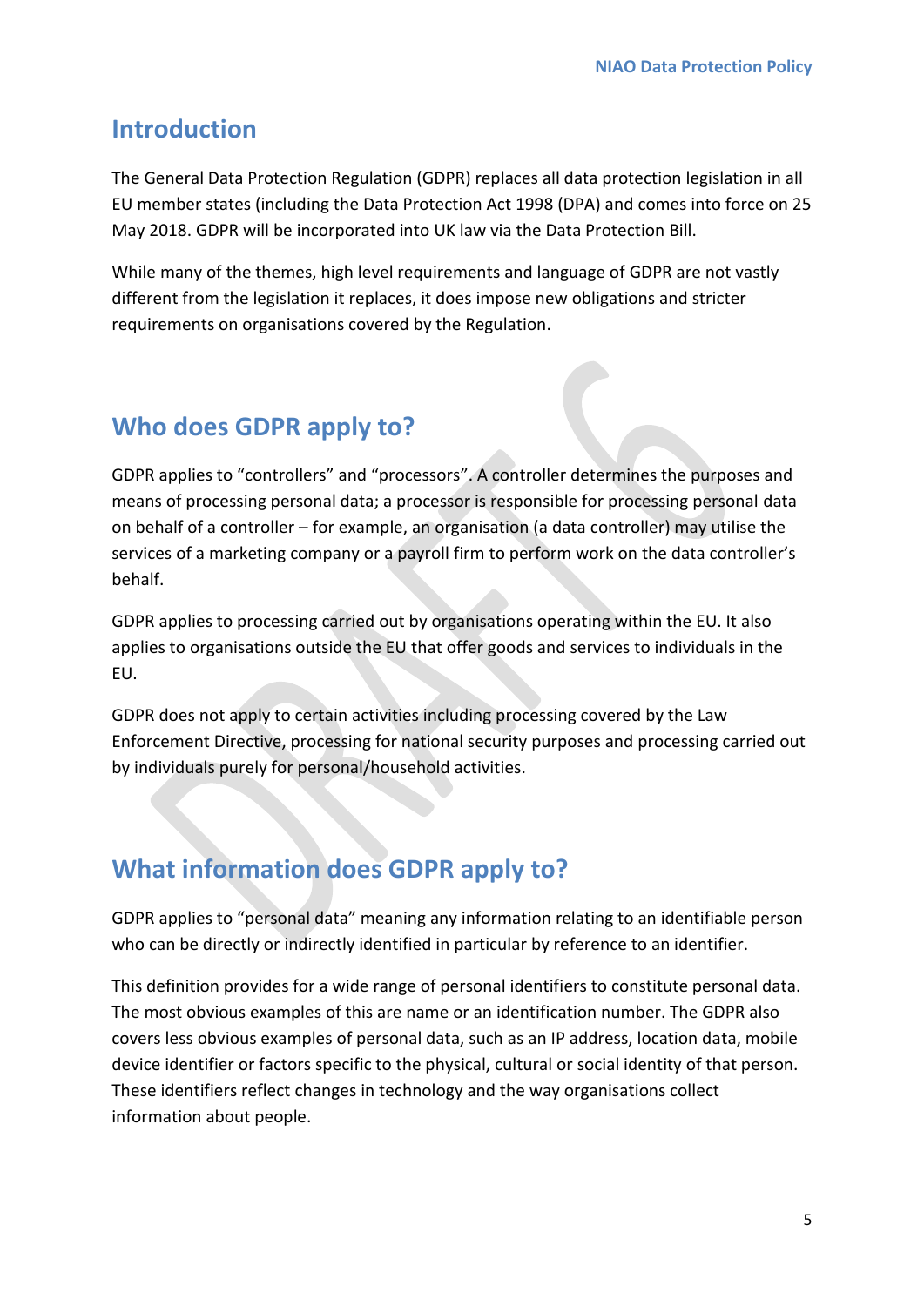## Introduction

The General Data Protection Regulation (GDPR) replaces all data protection legislation in all EU member states (including the Data Protection Act 1998 (DPA) and comes into force on 25 May 2018. GDPR will be incorporated into UK law via the Data Protection Bill.

While many of the themes, high level requirements and language of GDPR are not vastly different from the legislation it replaces, it does impose new obligations and stricter requirements on organisations covered by the Regulation.

## Who does GDPR apply to?

GDPR applies to "controllers" and "processors". A controller determines the purposes and means of processing personal data; a processor is responsible for processing personal data on behalf of a controller – for example, an organisation (a data controller) may utilise the services of a marketing company or a payroll firm to perform work on the data controller's behalf.

GDPR applies to processing carried out by organisations operating within the EU. It also applies to organisations outside the EU that offer goods and services to individuals in the EU.

GDPR does not apply to certain activities including processing covered by the Law Enforcement Directive, processing for national security purposes and processing carried out by individuals purely for personal/household activities.

## What information does GDPR apply to?

GDPR applies to "personal data" meaning any information relating to an identifiable person who can be directly or indirectly identified in particular by reference to an identifier.

This definition provides for a wide range of personal identifiers to constitute personal data. The most obvious examples of this are name or an identification number. The GDPR also covers less obvious examples of personal data, such as an IP address, location data, mobile device identifier or factors specific to the physical, cultural or social identity of that person. These identifiers reflect changes in technology and the way organisations collect information about people.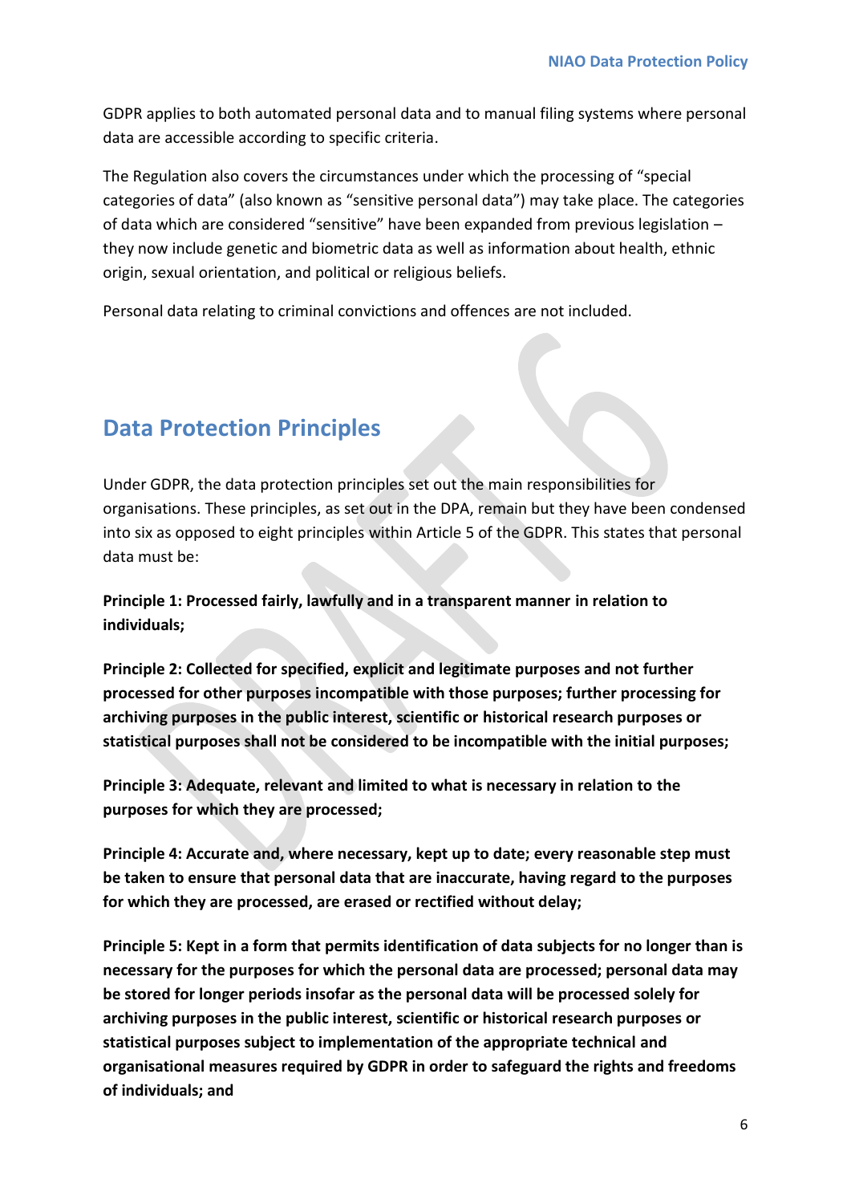GDPR applies to both automated personal data and to manual filing systems where personal data are accessible according to specific criteria.

The Regulation also covers the circumstances under which the processing of “special categories of data” (also known as “sensitive personal data”) may take place. The categories of data which are considered “sensitive” have been expanded from previous legislation – they now include genetic and biometric data as well as information about health, ethnic origin, sexual orientation, and political or religious beliefs.

Personal data relating to criminal convictions and offences are not included.

## Data Protection Principles

Under GDPR, the data protection principles set out the main responsibilities for organisations. These principles, as set out in the DPA, remain but they have been condensed into six as opposed to eight principles within Article 5 of the GDPR. This states that personal data must be:

**Principle 1: Processed fairly, lawfully and in a transparent manner in relation to individuals;**

**Principle 2: Collected for specified, explicit and legitimate purposes and not further processed for other purposes incompatible with those purposes; further processing for archiving purposes in the public interest, scientific or historical research purposes or statistical purposes shall not be considered to be incompatible with the initial purposes;**

**Principle 3: Adequate, relevant and limited to what is necessary in relation to the purposes for which they are processed;**

**Principle 4: Accurate and, where necessary, kept up to date; every reasonable step must be taken to ensure that personal data that are inaccurate, having regard to the purposes for which they are processed, are erased or rectified without delay;**

**Principle 5: Kept in a form that permits identification of data subjects for no longer than is necessary for the purposes for which the personal data are processed; personal data may be stored for longer periods insofar as the personal data will be processed solely for archiving purposes in the public interest, scientific or historical research purposes or statistical purposes subject to implementation of the appropriate technical and organisational measures required by GDPR in order to safeguard the rights and freedoms of individuals; and**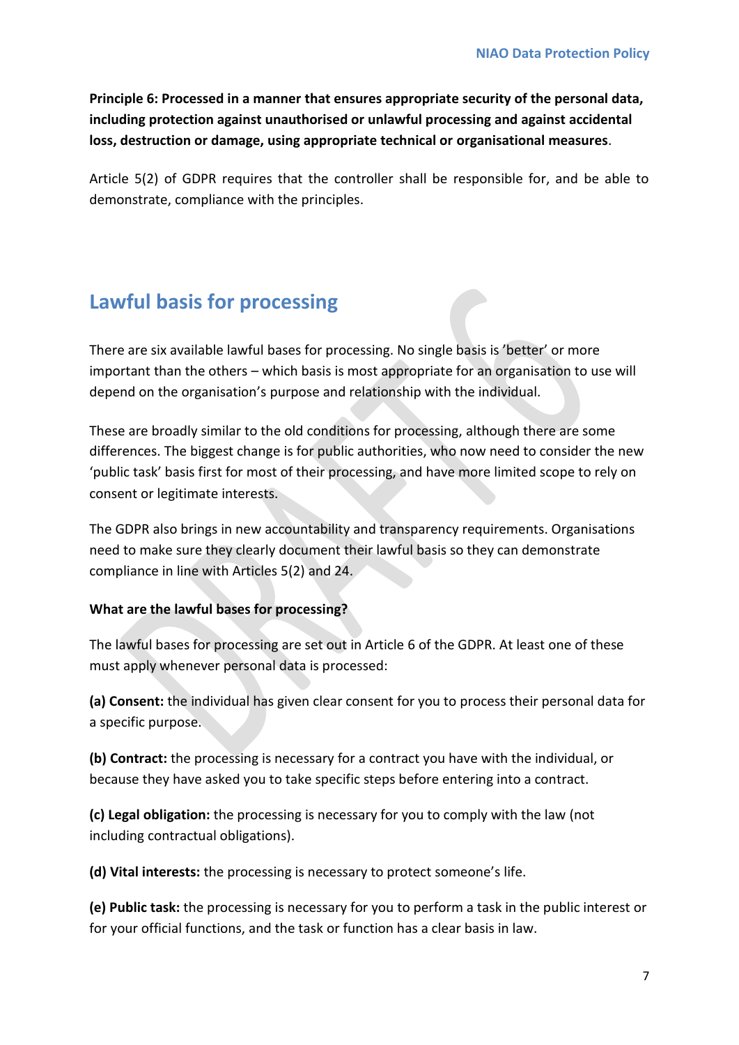**Principle 6: Processed in a manner that ensures appropriate security of the personal data, including protection against unauthorised or unlawful processing and against accidental loss, destruction or damage, using appropriate technical or organisational measures**.

Article 5(2) of GDPR requires that the controller shall be responsible for, and be able to demonstrate, compliance with the principles.

## Lawful basis for processing

There are six available lawful bases for processing. No single basis is 'better' or more important than the others – which basis is most appropriate for an organisation to use will depend on the organisation's purpose and relationship with the individual.

These are broadly similar to the old conditions for processing, although there are some differences. The biggest change is for public authorities, who now need to consider the new 'public task' basis first for most of their processing, and have more limited scope to rely on consent or legitimate interests.

The GDPR also brings in new accountability and transparency requirements. Organisations need to make sure they clearly document their lawful basis so they can demonstrate compliance in line with Articles 5(2) and 24.

**What are the lawful bases for processing?**

The lawful bases for processing are set out in Article 6 of the GDPR. At least one of these must apply whenever personal data is processed:

**(a) Consent:** the individual has given clear consent for you to process their personal data for a specific purpose.

**(b) Contract:** the processing is necessary for a contract you have with the individual, or because they have asked you to take specific steps before entering into a contract.

**(c) Legal obligation:** the processing is necessary for you to comply with the law (not including contractual obligations).

**(d) Vital interests:** the processing is necessary to protect someone's life.

**(e) Public task:** the processing is necessary for you to perform a task in the public interest or for your official functions, and the task or function has a clear basis in law.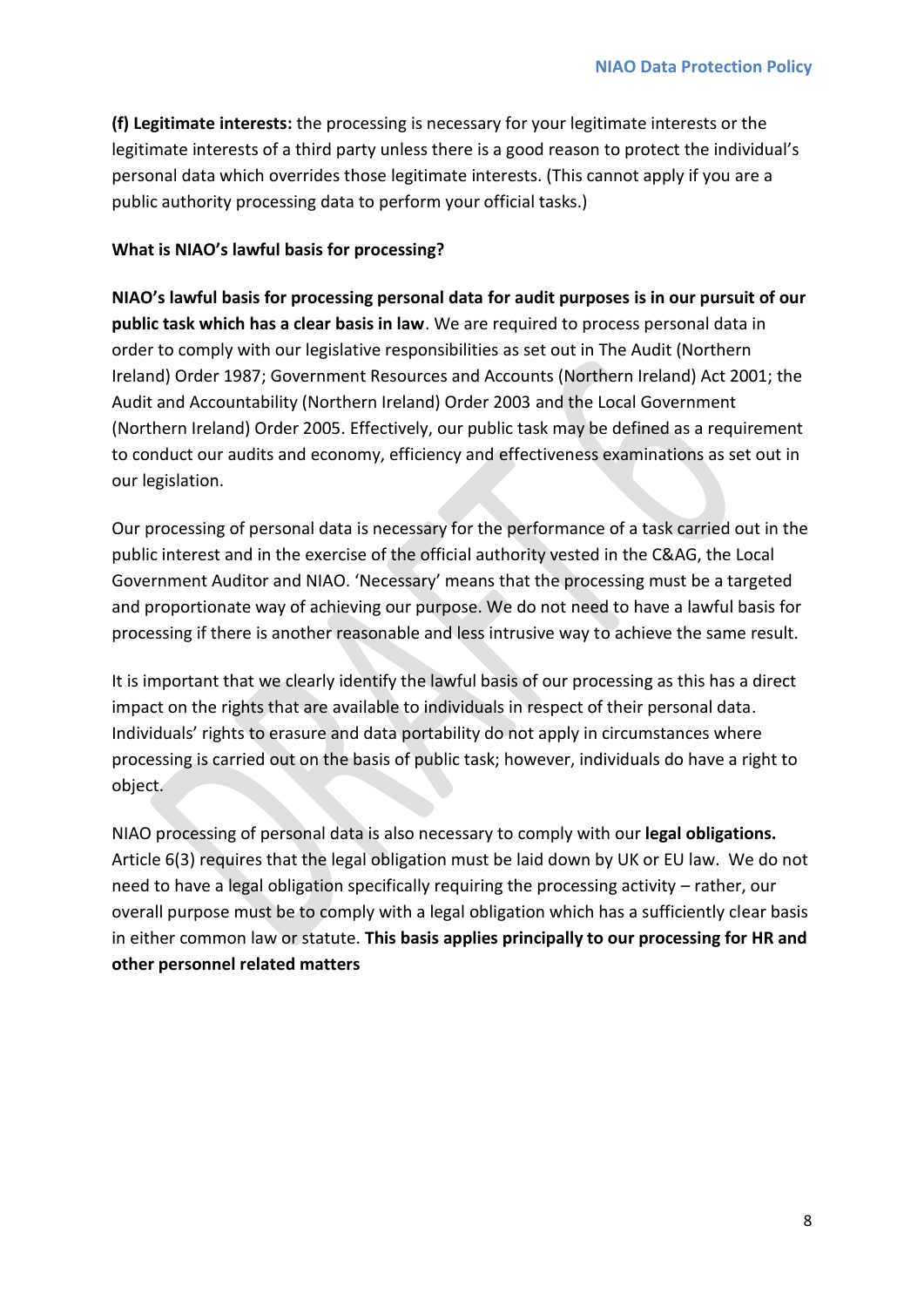**(f) Legitimate interests:** the processing is necessary for your legitimate interests or the legitimate interests of a third party unless there is a good reason to protect the individual's personal data which overrides those legitimate interests. (This cannot apply if you are a public authority processing data to perform your official tasks.)

**What is NIAO's lawful basis for processing?**

**NIAO's lawful basis for processing personal data for audit purposes is in our pursuit of our public task which has a clear basis in law**. We are required to process personal data in order to comply with our legislative responsibilities as set out in The Audit (Northern Ireland) Order 1987; Government Resources and Accounts (Northern Ireland) Act 2001; the Audit and Accountability (Northern Ireland) Order 2003 and the Local Government (Northern Ireland) Order 2005. Effectively, our public task may be defined as a requirement to conduct our audits and economy, efficiency and effectiveness examinations as set out in our legislation.

Our processing of personal data is necessary for the performance of a task carried out in the public interest and in the exercise of the official authority vested in the C&AG, the Local Government Auditor and NIAO. 'Necessary' means that the processing must be a targeted and proportionate way of achieving our purpose. We do not need to have a lawful basis for processing if there is another reasonable and less intrusive way to achieve the same result.

It is important that we clearly identify the lawful basis of our processing as this has a direct impact on the rights that are available to individuals in respect of their personal data. Individuals' rights to erasure and data portability do not apply in circumstances where processing is carried out on the basis of public task; however, individuals do have a right to object.

NIAO processing of personal data is also necessary to comply with our **legal obligations.** Article 6(3) requires that the legal obligation must be laid down by UK or EU law. We do not need to have a legal obligation specifically requiring the processing activity – rather, our overall purpose must be to comply with a legal obligation which has a sufficiently clear basis in either common law or statute. **This basis applies principally to our processing for HR and other personnel related matters**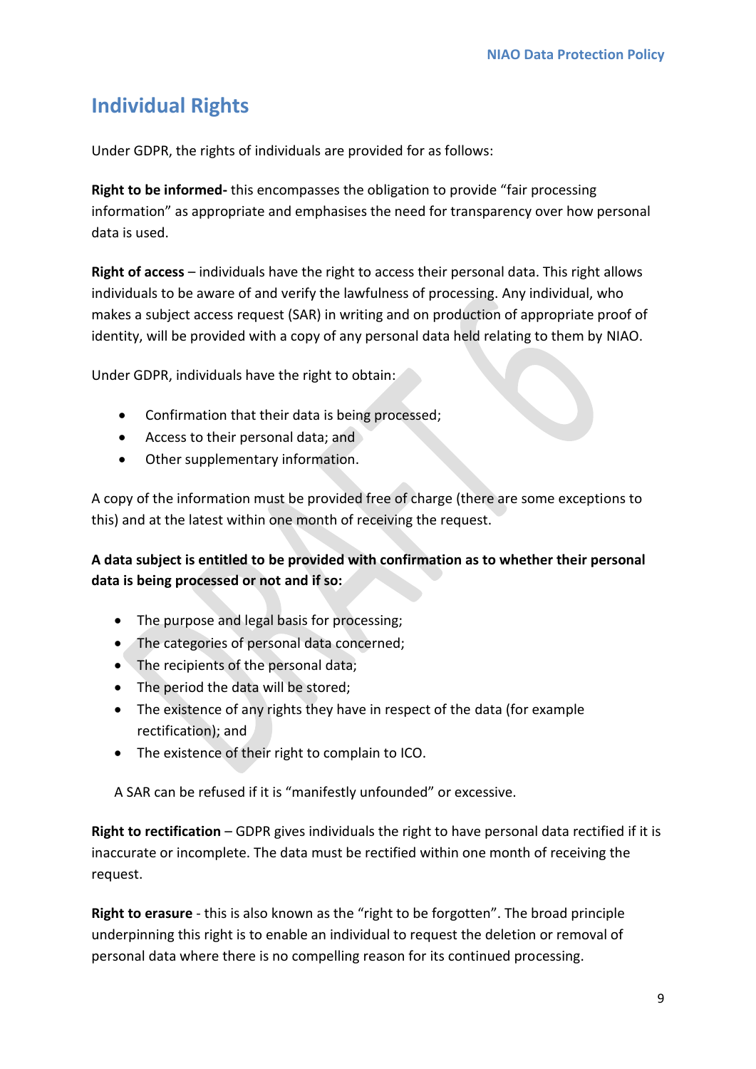## Individual Rights

Under GDPR, the rights of individuals are provided for as follows:

**Right to be informed-** this encompasses the obligation to provide "fair processing information" as appropriate and emphasises the need for transparency over how personal data is used.

**Right of access** – individuals have the right to access their personal data. This right allows individuals to be aware of and verify the lawfulness of processing. Any individual, who makes a subject access request (SAR) in writing and on production of appropriate proof of identity, will be provided with a copy of any personal data held relating to them by NIAO.

Under GDPR, individuals have the right to obtain:

- Confirmation that their data is being processed;
- Access to their personal data; and
- Other supplementary information.

A copy of the information must be provided free of charge (there are some exceptions to this) and at the latest within one month of receiving the request.

**A data subject is entitled to be provided with confirmation as to whether their personal data is being processed or not and if so:**

- The purpose and legal basis for processing;
- The categories of personal data concerned;
- The recipients of the personal data;
- The period the data will be stored;
- The existence of any rights they have in respect of the data (for example rectification); and
- The existence of their right to complain to ICO.

A SAR can be refused if it is "manifestly unfounded" or excessive.

**Right to rectification** – GDPR gives individuals the right to have personal data rectified if it is inaccurate or incomplete. The data must be rectified within one month of receiving the request.

**Right to erasure** - this is also known as the "right to be forgotten". The broad principle underpinning this right is to enable an individual to request the deletion or removal of personal data where there is no compelling reason for its continued processing.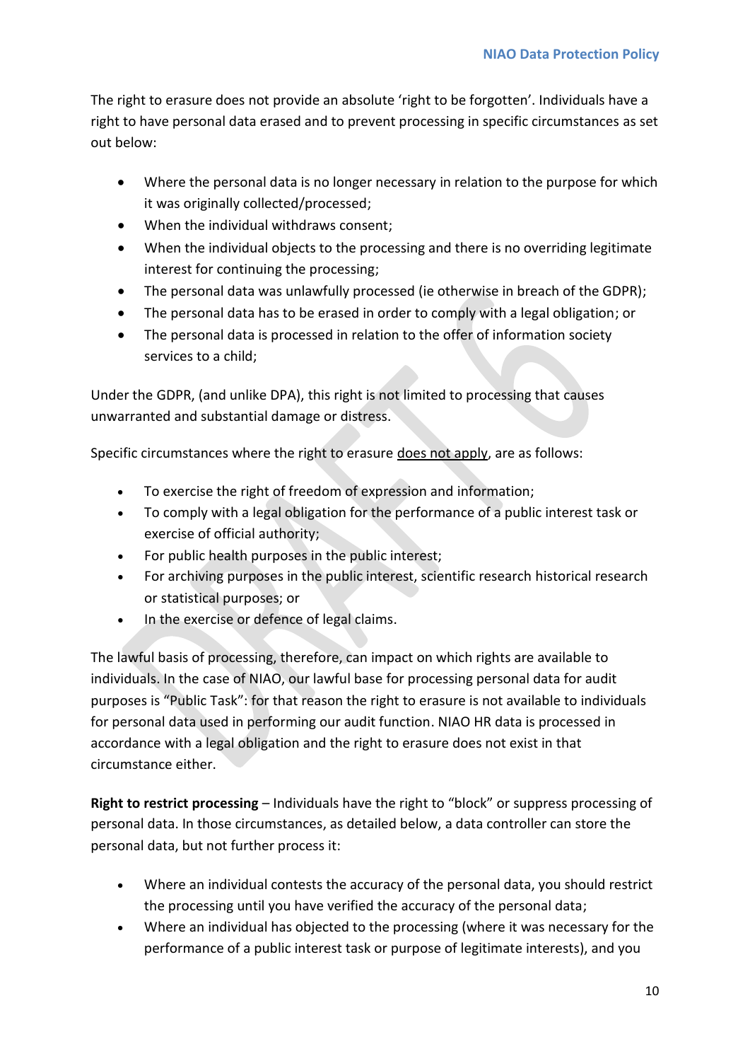The right to erasure does not provide an absolute 'right to be forgotten'. Individuals have a right to have personal data erased and to prevent processing in specific circumstances as set out below:

- Where the personal data is no longer necessary in relation to the purpose for which it was originally collected/processed;
- When the individual withdraws consent;
- When the individual objects to the processing and there is no overriding legitimate interest for continuing the processing;
- The personal data was unlawfully processed (ie otherwise in breach of the GDPR);
- The personal data has to be erased in order to comply with a legal obligation; or
- The personal data is processed in relation to the offer of information society services to a child;

Under the GDPR, (and unlike DPA), this right is not limited to processing that causes unwarranted and substantial damage or distress.

Specific circumstances where the right to erasure <u>does not apply</u>, are as follows:

- To exercise the right of freedom of expression and information;
- To comply with a legal obligation for the performance of a public interest task or exercise of official authority;
- For public health purposes in the public interest;
- For archiving purposes in the public interest, scientific research historical research or statistical purposes; or
- In the exercise or defence of legal claims.

The lawful basis of processing, therefore, can impact on which rights are available to individuals. In the case of NIAO, our lawful base for processing personal data for audit purposes is "Public Task": for that reason the right to erasure is not available to individuals for personal data used in performing our audit function. NIAO HR data is processed in accordance with a legal obligation and the right to erasure does not exist in that circumstance either.

**Right to restrict processing** – Individuals have the right to "block" or suppress processing of personal data. In those circumstances, as detailed below, a data controller can store the personal data, but not further process it:

- Where an individual contests the accuracy of the personal data, you should restrict the processing until you have verified the accuracy of the personal data;
- Where an individual has objected to the processing (where it was necessary for the performance of a public interest task or purpose of legitimate interests), and you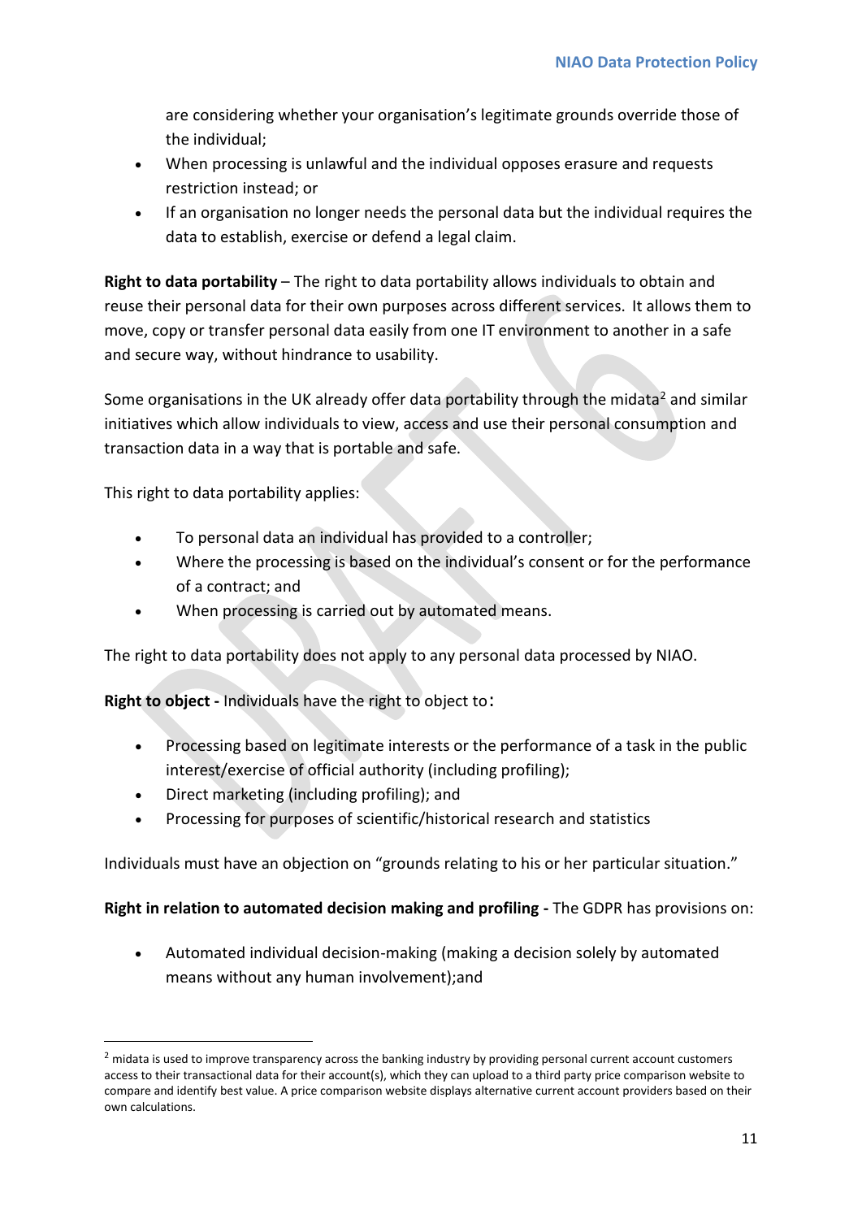are considering whether your organisation's legitimate grounds override those of the individual;

- When processing is unlawful and the individual opposes erasure and requests restriction instead; or
- If an organisation no longer needs the personal data but the individual requires the data to establish, exercise or defend a legal claim.

**Right to data portability** – The right to data portability allows individuals to obtain and reuse their personal data for their own purposes across different services. It allows them to move, copy or transfer personal data easily from one IT environment to another in a safe and secure way, without hindrance to usability.

Some organisations in the UK already offer data portability through the midata[2] and similar initiatives which allow individuals to view, access and use their personal consumption and transaction data in a way that is portable and safe.

This right to data portability applies:

- To personal data an individual has provided to a controller;
- Where the processing is based on the individual's consent or for the performance of a contract; and
- When processing is carried out by automated means.

The right to data portability does not apply to any personal data processed by NIAO.

**Right to object -** Individuals have the right to object to:

- Processing based on legitimate interests or the performance of a task in the public interest/exercise of official authority (including profiling);
- Direct marketing (including profiling); and
- Processing for purposes of scientific/historical research and statistics

Individuals must have an objection on "grounds relating to his or her particular situation."

**Right in relation to automated decision making and profiling -** The GDPR has provisions on:

- Automated individual decision-making (making a decision solely by automated means without any human involvement);and

[2] midata is used to improve transparency across the banking industry by providing personal current account customers access to their transactional data for their account(s), which they can upload to a third party price comparison website to compare and identify best value. A price comparison website displays alternative current account providers based on their own calculations.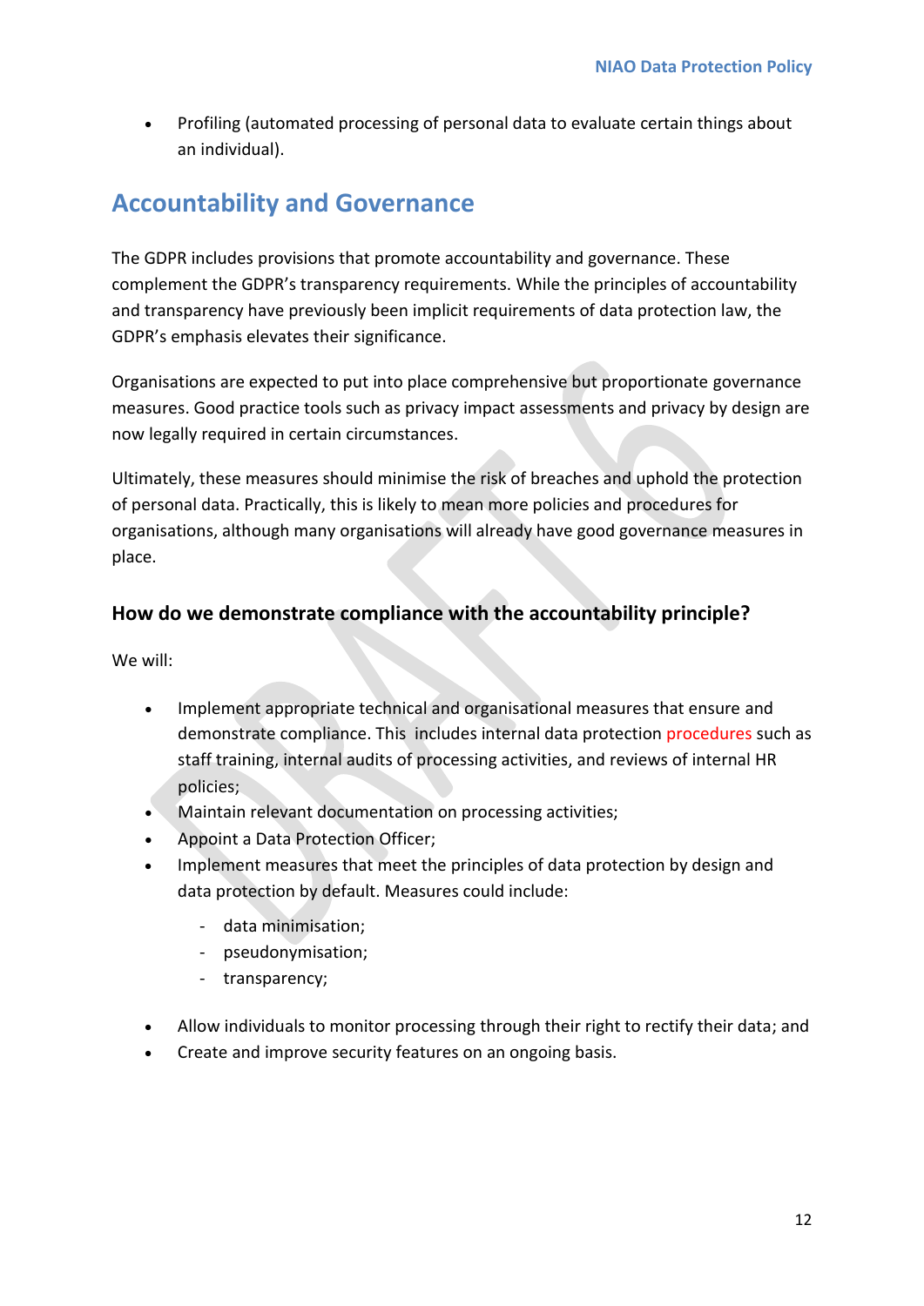- Profiling (automated processing of personal data to evaluate certain things about an individual).

## Accountability and Governance

The GDPR includes provisions that promote accountability and governance. These complement the GDPR's transparency requirements. While the principles of accountability and transparency have previously been implicit requirements of data protection law, the GDPR's emphasis elevates their significance.

Organisations are expected to put into place comprehensive but proportionate governance measures. Good practice tools such as privacy impact assessments and privacy by design are now legally required in certain circumstances.

Ultimately, these measures should minimise the risk of breaches and uphold the protection of personal data. Practically, this is likely to mean more policies and procedures for organisations, although many organisations will already have good governance measures in place.

### How do we demonstrate compliance with the accountability principle?

We will:

- Implement appropriate technical and organisational measures that ensure and demonstrate compliance. This includes internal data protection procedures such as staff training, internal audits of processing activities, and reviews of internal HR policies;
- Maintain relevant documentation on processing activities;
- Appoint a Data Protection Officer;
- Implement measures that meet the principles of data protection by design and data protection by default. Measures could include:
    - data minimisation;
    - pseudonymisation;
    - transparency;
- Allow individuals to monitor processing through their right to rectify their data; and
- Create and improve security features on an ongoing basis.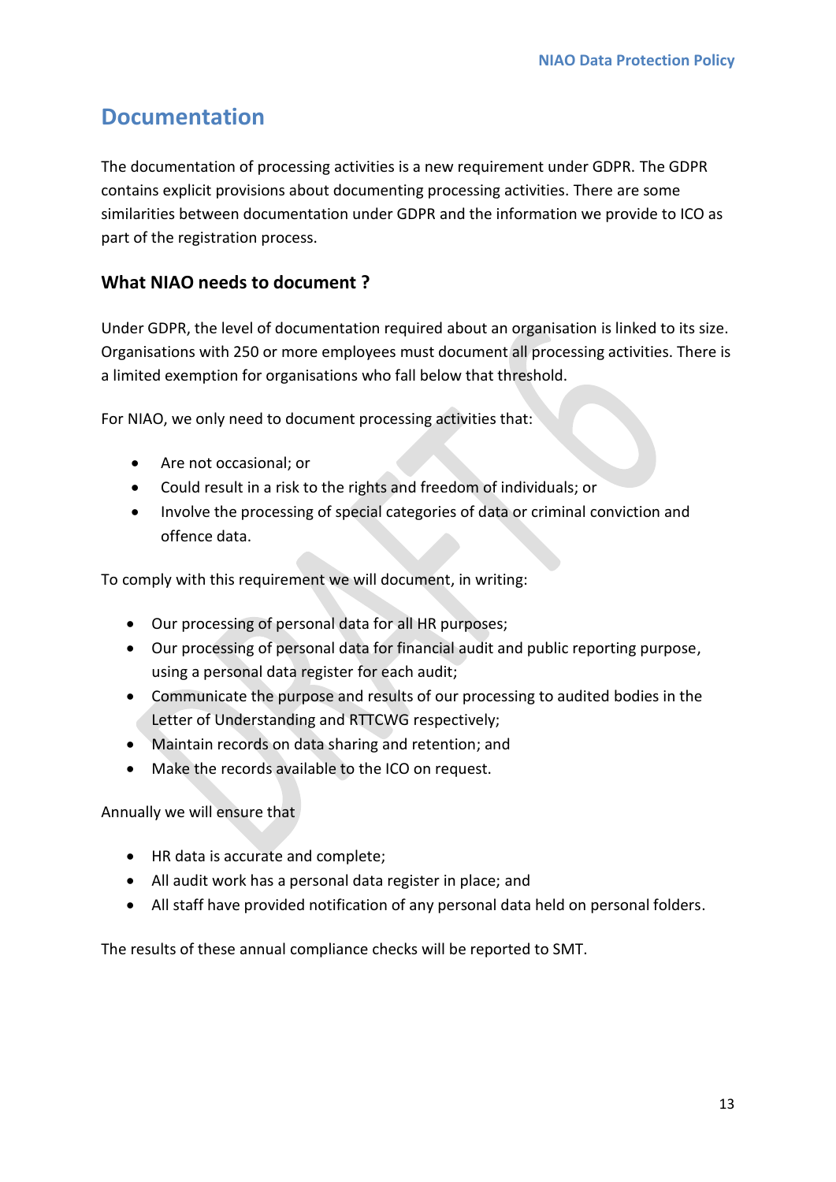# Documentation

The documentation of processing activities is a new requirement under GDPR. The GDPR contains explicit provisions about documenting processing activities. There are some similarities between documentation under GDPR and the information we provide to ICO as part of the registration process.

## What NIAO needs to document ?

Under GDPR, the level of documentation required about an organisation is linked to its size. Organisations with 250 or more employees must document all processing activities. There is a limited exemption for organisations who fall below that threshold.

For NIAO, we only need to document processing activities that:

- Are not occasional; or
- Could result in a risk to the rights and freedom of individuals; or
- Involve the processing of special categories of data or criminal conviction and offence data.

To comply with this requirement we will document, in writing:

- Our processing of personal data for all HR purposes;
- Our processing of personal data for financial audit and public reporting purpose, using a personal data register for each audit;
- Communicate the purpose and results of our processing to audited bodies in the Letter of Understanding and RTTCWG respectively;
- Maintain records on data sharing and retention; and
- Make the records available to the ICO on request.

Annually we will ensure that

- HR data is accurate and complete;
- All audit work has a personal data register in place; and
- All staff have provided notification of any personal data held on personal folders.

The results of these annual compliance checks will be reported to SMT.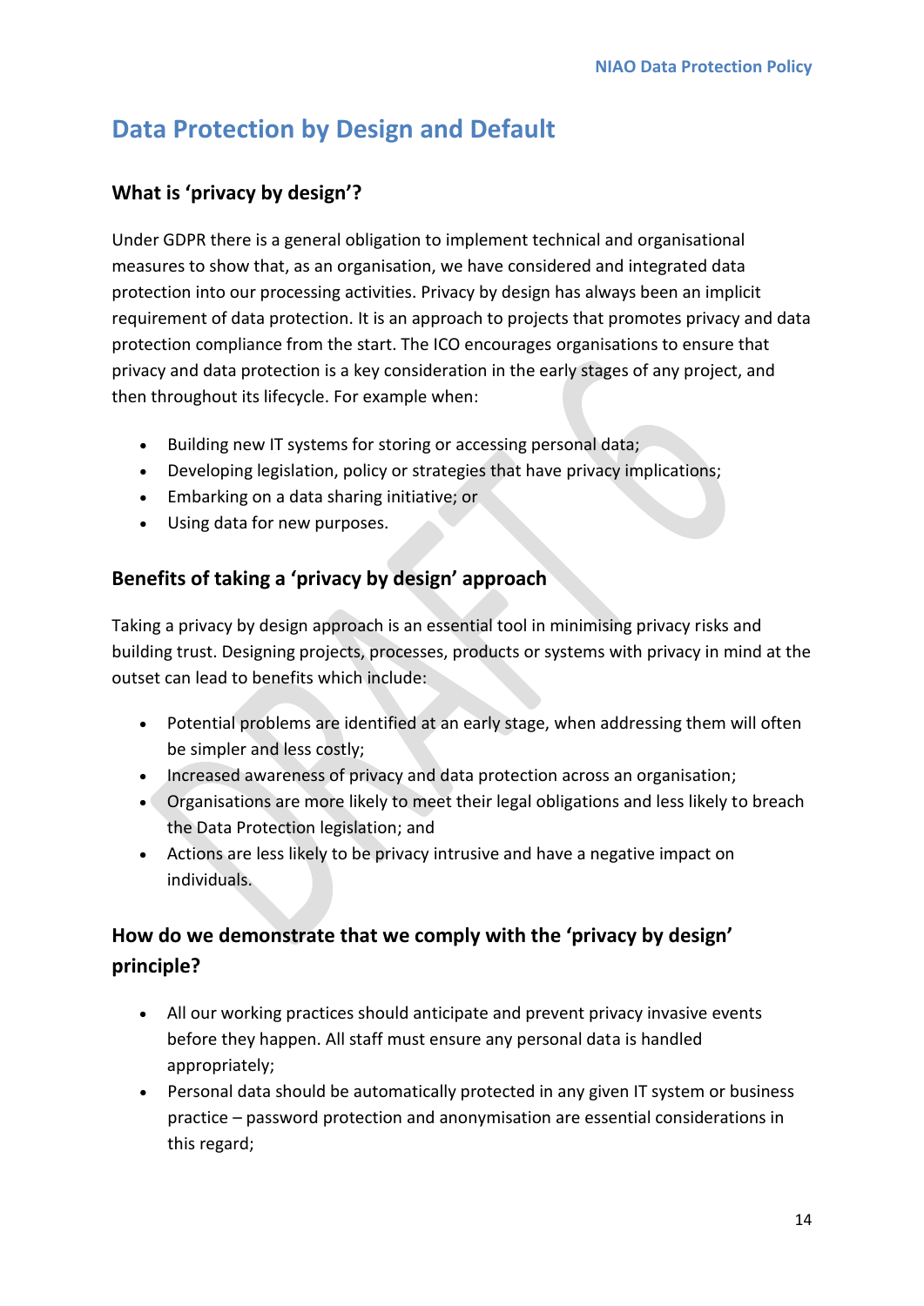# Data Protection by Design and Default

## What is 'privacy by design'?

Under GDPR there is a general obligation to implement technical and organisational measures to show that, as an organisation, we have considered and integrated data protection into our processing activities. Privacy by design has always been an implicit requirement of data protection. It is an approach to projects that promotes privacy and data protection compliance from the start. The ICO encourages organisations to ensure that privacy and data protection is a key consideration in the early stages of any project, and then throughout its lifecycle. For example when:

- Building new IT systems for storing or accessing personal data;
- Developing legislation, policy or strategies that have privacy implications;
- Embarking on a data sharing initiative; or
- Using data for new purposes.

## Benefits of taking a 'privacy by design' approach

Taking a privacy by design approach is an essential tool in minimising privacy risks and building trust. Designing projects, processes, products or systems with privacy in mind at the outset can lead to benefits which include:

- Potential problems are identified at an early stage, when addressing them will often be simpler and less costly;
- Increased awareness of privacy and data protection across an organisation;
- Organisations are more likely to meet their legal obligations and less likely to breach the Data Protection legislation; and
- Actions are less likely to be privacy intrusive and have a negative impact on individuals.

## How do we demonstrate that we comply with the 'privacy by design' principle?

- All our working practices should anticipate and prevent privacy invasive events before they happen. All staff must ensure any personal data is handled appropriately;
- Personal data should be automatically protected in any given IT system or business practice – password protection and anonymisation are essential considerations in this regard;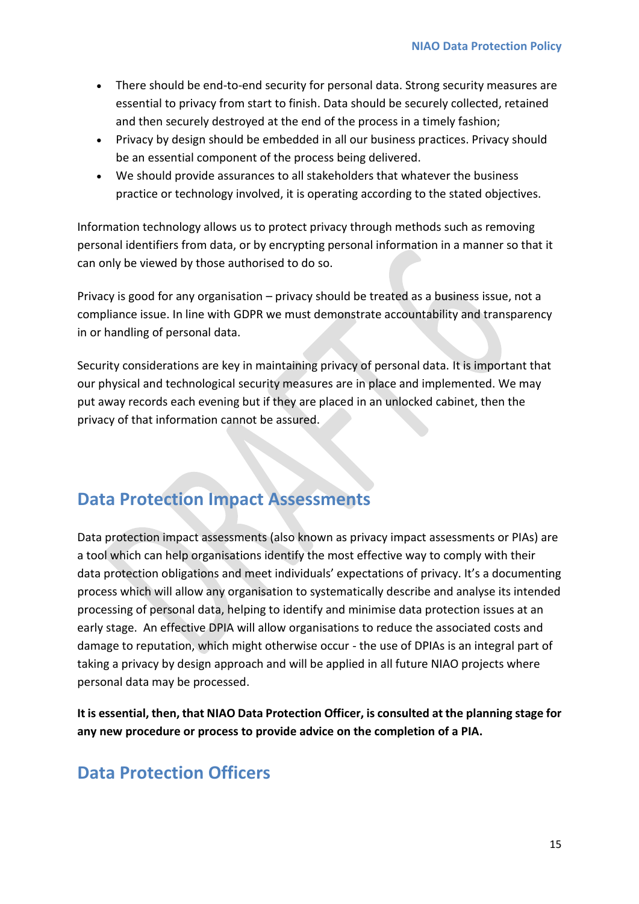- There should be end-to-end security for personal data. Strong security measures are essential to privacy from start to finish. Data should be securely collected, retained and then securely destroyed at the end of the process in a timely fashion;
- Privacy by design should be embedded in all our business practices. Privacy should be an essential component of the process being delivered.
- We should provide assurances to all stakeholders that whatever the business practice or technology involved, it is operating according to the stated objectives.

Information technology allows us to protect privacy through methods such as removing personal identifiers from data, or by encrypting personal information in a manner so that it can only be viewed by those authorised to do so.

Privacy is good for any organisation – privacy should be treated as a business issue, not a compliance issue. In line with GDPR we must demonstrate accountability and transparency in or handling of personal data.

Security considerations are key in maintaining privacy of personal data. It is important that our physical and technological security measures are in place and implemented. We may put away records each evening but if they are placed in an unlocked cabinet, then the privacy of that information cannot be assured.

## Data Protection Impact Assessments

Data protection impact assessments (also known as privacy impact assessments or PIAs) are a tool which can help organisations identify the most effective way to comply with their data protection obligations and meet individuals' expectations of privacy. It's a documenting process which will allow any organisation to systematically describe and analyse its intended processing of personal data, helping to identify and minimise data protection issues at an early stage. An effective DPIA will allow organisations to reduce the associated costs and damage to reputation, which might otherwise occur - the use of DPIAs is an integral part of taking a privacy by design approach and will be applied in all future NIAO projects where personal data may be processed.

**It is essential, then, that NIAO Data Protection Officer, is consulted at the planning stage for any new procedure or process to provide advice on the completion of a PIA.**

## Data Protection Officers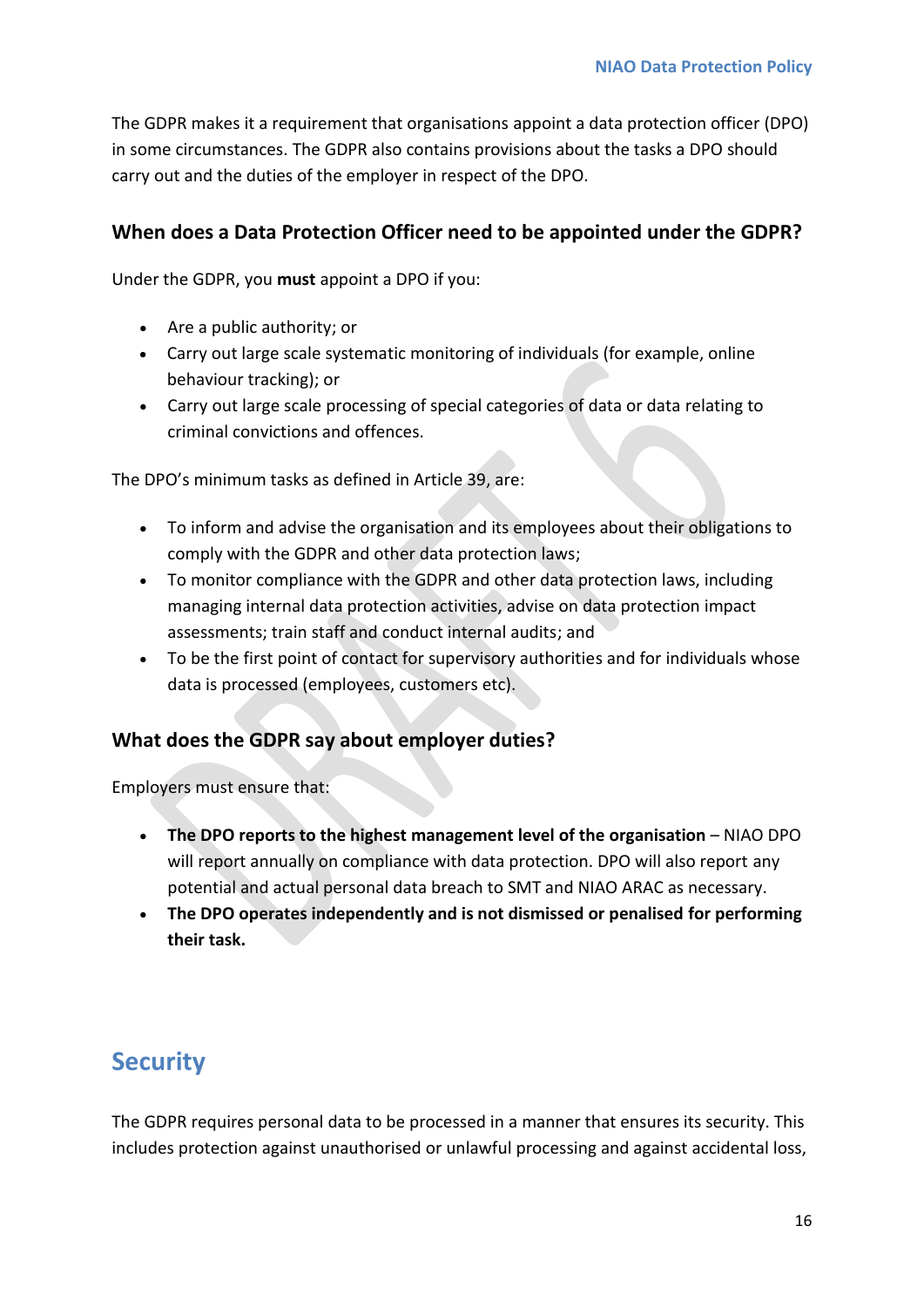The GDPR makes it a requirement that organisations appoint a data protection officer (DPO) in some circumstances. The GDPR also contains provisions about the tasks a DPO should carry out and the duties of the employer in respect of the DPO.

### When does a Data Protection Officer need to be appointed under the GDPR?

Under the GDPR, you **must** appoint a DPO if you:

- Are a public authority; or
- Carry out large scale systematic monitoring of individuals (for example, online behaviour tracking); or
- Carry out large scale processing of special categories of data or data relating to criminal convictions and offences.

The DPO's minimum tasks as defined in Article 39, are:

- To inform and advise the organisation and its employees about their obligations to comply with the GDPR and other data protection laws;
- To monitor compliance with the GDPR and other data protection laws, including managing internal data protection activities, advise on data protection impact assessments; train staff and conduct internal audits; and
- To be the first point of contact for supervisory authorities and for individuals whose data is processed (employees, customers etc).

### What does the GDPR say about employer duties?

Employers must ensure that:

- **The DPO reports to the highest management level of the organisation** – NIAO DPO will report annually on compliance with data protection. DPO will also report any potential and actual personal data breach to SMT and NIAO ARAC as necessary.
- **The DPO operates independently and is not dismissed or penalised for performing their task.**

## Security

The GDPR requires personal data to be processed in a manner that ensures its security. This includes protection against unauthorised or unlawful processing and against accidental loss,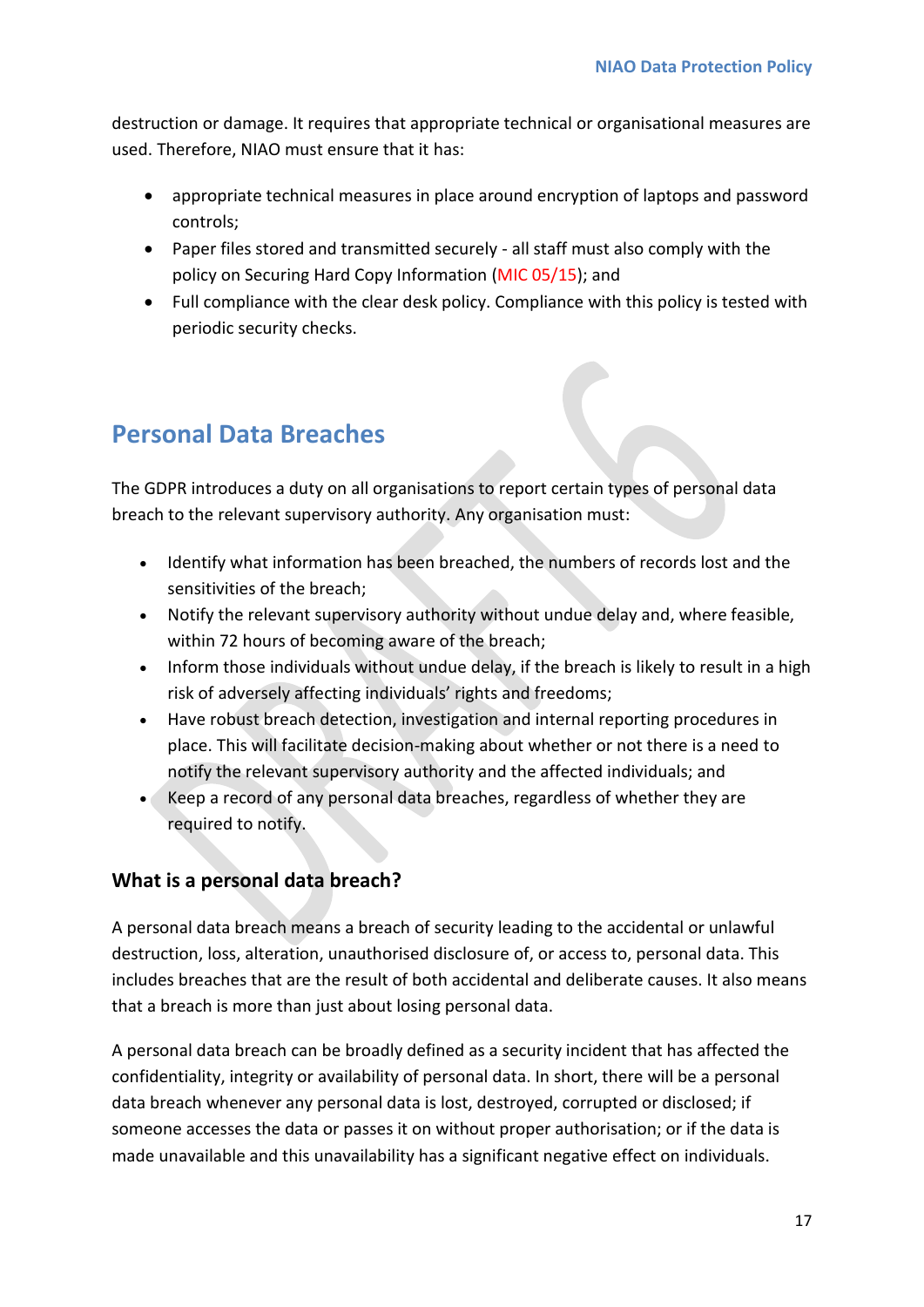destruction or damage. It requires that appropriate technical or organisational measures are used. Therefore, NIAO must ensure that it has:

- appropriate technical measures in place around encryption of laptops and password controls;
- Paper files stored and transmitted securely - all staff must also comply with the policy on Securing Hard Copy Information (MIC 05/15); and
- Full compliance with the clear desk policy. Compliance with this policy is tested with periodic security checks.

## Personal Data Breaches

The GDPR introduces a duty on all organisations to report certain types of personal data breach to the relevant supervisory authority. Any organisation must:

- Identify what information has been breached, the numbers of records lost and the sensitivities of the breach;
- Notify the relevant supervisory authority without undue delay and, where feasible, within 72 hours of becoming aware of the breach;
- Inform those individuals without undue delay, if the breach is likely to result in a high risk of adversely affecting individuals' rights and freedoms;
- Have robust breach detection, investigation and internal reporting procedures in place. This will facilitate decision-making about whether or not there is a need to notify the relevant supervisory authority and the affected individuals; and
- Keep a record of any personal data breaches, regardless of whether they are required to notify.

### What is a personal data breach?

A personal data breach means a breach of security leading to the accidental or unlawful destruction, loss, alteration, unauthorised disclosure of, or access to, personal data. This includes breaches that are the result of both accidental and deliberate causes. It also means that a breach is more than just about losing personal data.

A personal data breach can be broadly defined as a security incident that has affected the confidentiality, integrity or availability of personal data. In short, there will be a personal data breach whenever any personal data is lost, destroyed, corrupted or disclosed; if someone accesses the data or passes it on without proper authorisation; or if the data is made unavailable and this unavailability has a significant negative effect on individuals.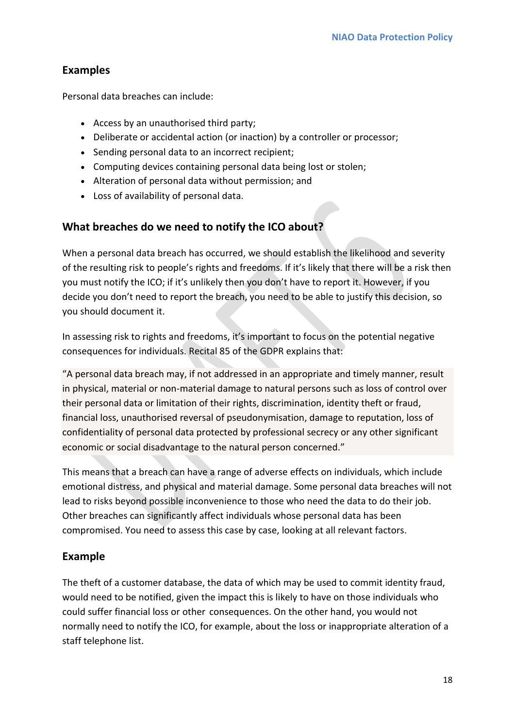## Examples

Personal data breaches can include:

- Access by an unauthorised third party;
- Deliberate or accidental action (or inaction) by a controller or processor;
- Sending personal data to an incorrect recipient;
- Computing devices containing personal data being lost or stolen;
- Alteration of personal data without permission; and
- Loss of availability of personal data.

## What breaches do we need to notify the ICO about?

When a personal data breach has occurred, we should establish the likelihood and severity of the resulting risk to people's rights and freedoms. If it's likely that there will be a risk then you must notify the ICO; if it's unlikely then you don't have to report it. However, if you decide you don't need to report the breach, you need to be able to justify this decision, so you should document it.

In assessing risk to rights and freedoms, it's important to focus on the potential negative consequences for individuals. Recital 85 of the GDPR explains that:

"A personal data breach may, if not addressed in an appropriate and timely manner, result in physical, material or non-material damage to natural persons such as loss of control over their personal data or limitation of their rights, discrimination, identity theft or fraud, financial loss, unauthorised reversal of pseudonymisation, damage to reputation, loss of confidentiality of personal data protected by professional secrecy or any other significant economic or social disadvantage to the natural person concerned."

This means that a breach can have a range of adverse effects on individuals, which include emotional distress, and physical and material damage. Some personal data breaches will not lead to risks beyond possible inconvenience to those who need the data to do their job. Other breaches can significantly affect individuals whose personal data has been compromised. You need to assess this case by case, looking at all relevant factors.

## Example

The theft of a customer database, the data of which may be used to commit identity fraud, would need to be notified, given the impact this is likely to have on those individuals who could suffer financial loss or other consequences. On the other hand, you would not normally need to notify the ICO, for example, about the loss or inappropriate alteration of a staff telephone list.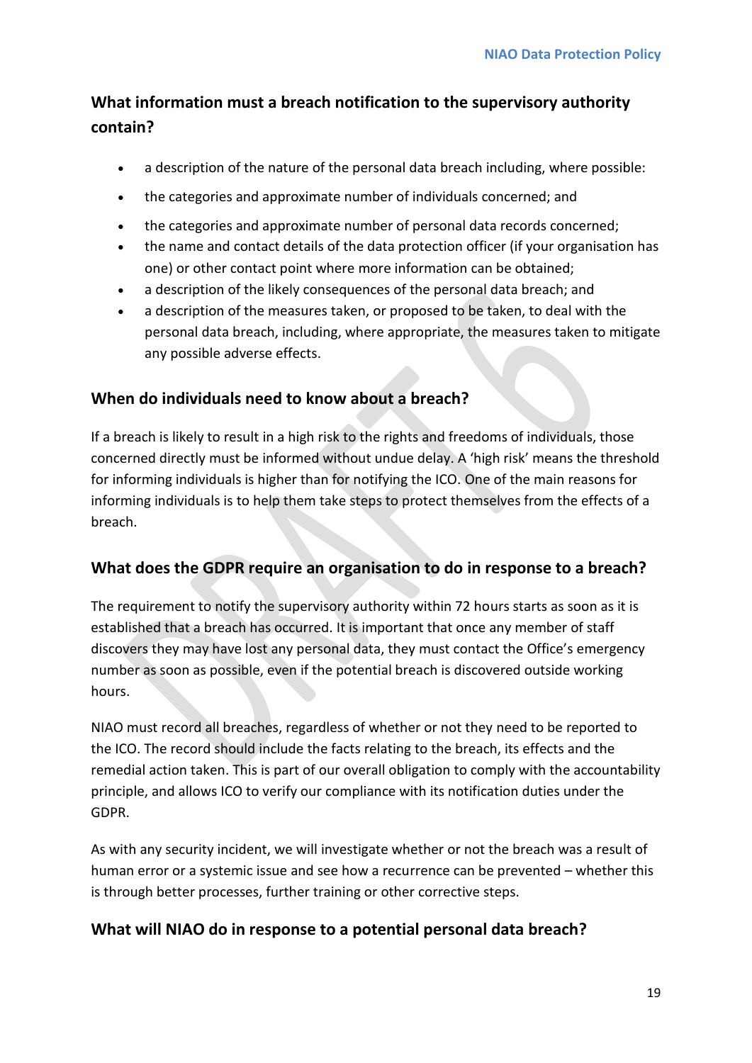## What information must a breach notification to the supervisory authority contain?

- a description of the nature of the personal data breach including, where possible:
- the categories and approximate number of individuals concerned; and
- the categories and approximate number of personal data records concerned;
- the name and contact details of the data protection officer (if your organisation has one) or other contact point where more information can be obtained;
- a description of the likely consequences of the personal data breach; and
- a description of the measures taken, or proposed to be taken, to deal with the personal data breach, including, where appropriate, the measures taken to mitigate any possible adverse effects.

## When do individuals need to know about a breach?

If a breach is likely to result in a high risk to the rights and freedoms of individuals, those concerned directly must be informed without undue delay. A 'high risk' means the threshold for informing individuals is higher than for notifying the ICO. One of the main reasons for informing individuals is to help them take steps to protect themselves from the effects of a breach.

## What does the GDPR require an organisation to do in response to a breach?

The requirement to notify the supervisory authority within 72 hours starts as soon as it is established that a breach has occurred. It is important that once any member of staff discovers they may have lost any personal data, they must contact the Office's emergency number as soon as possible, even if the potential breach is discovered outside working hours.

NIAO must record all breaches, regardless of whether or not they need to be reported to the ICO. The record should include the facts relating to the breach, its effects and the remedial action taken. This is part of our overall obligation to comply with the accountability principle, and allows ICO to verify our compliance with its notification duties under the GDPR.

As with any security incident, we will investigate whether or not the breach was a result of human error or a systemic issue and see how a recurrence can be prevented – whether this is through better processes, further training or other corrective steps.

## What will NIAO do in response to a potential personal data breach?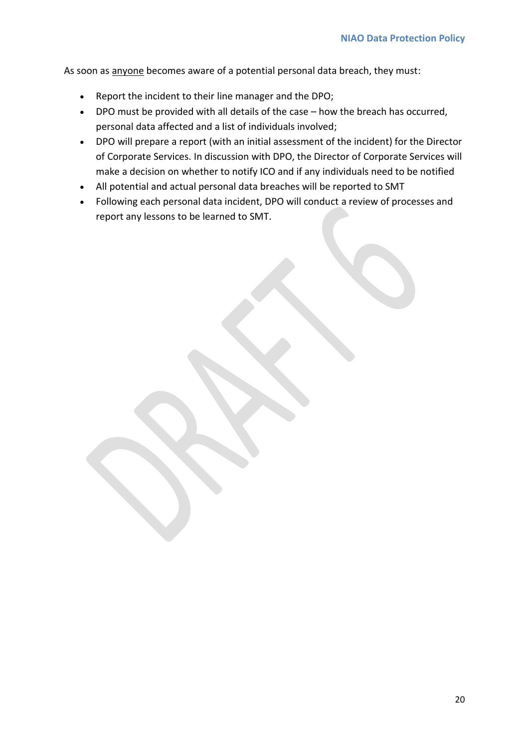As soon as <u>anyone</u> becomes aware of a potential personal data breach, they must:

- Report the incident to their line manager and the DPO;
- DPO must be provided with all details of the case – how the breach has occurred, personal data affected and a list of individuals involved;
- DPO will prepare a report (with an initial assessment of the incident) for the Director of Corporate Services. In discussion with DPO, the Director of Corporate Services will make a decision on whether to notify ICO and if any individuals need to be notified
- All potential and actual personal data breaches will be reported to SMT
- Following each personal data incident, DPO will conduct a review of processes and report any lessons to be learned to SMT.